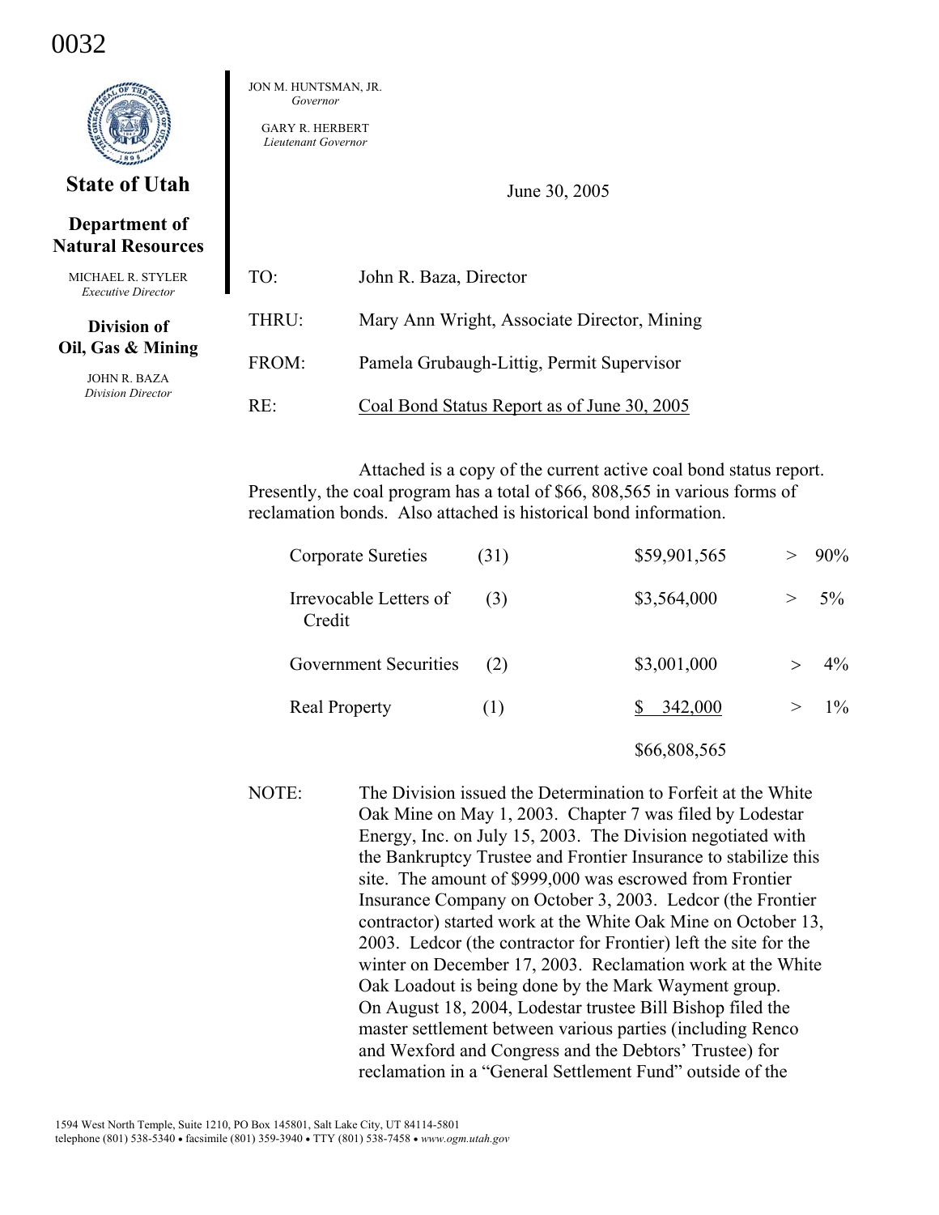0032

**State of Utah**

**Department of Natural Resources**

MICHAEL R. STYLER
*Executive Director*

**Division of Oil, Gas & Mining**

JOHN R. BAZA
*Division Director*

JON M. HUNTSMAN, JR.
*Governor*

GARY R. HERBERT
*Lieutenant Governor*

June 30, 2005

TO: John R. Baza, Director

THRU: Mary Ann Wright, Associate Director, Mining

FROM: Pamela Grubaugh-Littig, Permit Supervisor

RE: Coal Bond Status Report as of June 30, 2005

Attached is a copy of the current active coal bond status report. Presently, the coal program has a total of $66, 808,565 in various forms of reclamation bonds. Also attached is historical bond information.

| | | | |
|---|---|---|---|
| Corporate Sureties | (31) | $59,901,565 | > 90% |
| Irrevocable Letters of Credit | (3) | $3,564,000 | > 5% |
| Government Securities | (2) | $3,001,000 | > 4% |
| Real Property | (1) | $ 342,000 | > 1% |
| | | $66,808,565 | |

NOTE: The Division issued the Determination to Forfeit at the White Oak Mine on May 1, 2003. Chapter 7 was filed by Lodestar Energy, Inc. on July 15, 2003. The Division negotiated with the Bankruptcy Trustee and Frontier Insurance to stabilize this site. The amount of $999,000 was escrowed from Frontier Insurance Company on October 3, 2003. Ledcor (the Frontier contractor) started work at the White Oak Mine on October 13, 2003. Ledcor (the contractor for Frontier) left the site for the winter on December 17, 2003. Reclamation work at the White Oak Loadout is being done by the Mark Wayment group. On August 18, 2004, Lodestar trustee Bill Bishop filed the master settlement between various parties (including Renco and Wexford and Congress and the Debtors' Trustee) for reclamation in a "General Settlement Fund" outside of the

1594 West North Temple, Suite 1210, PO Box 145801, Salt Lake City, UT 84114-5801
telephone (801) 538-5340 • facsimile (801) 359-3940 • TTY (801) 538-7458 • *www.ogm.utah.gov*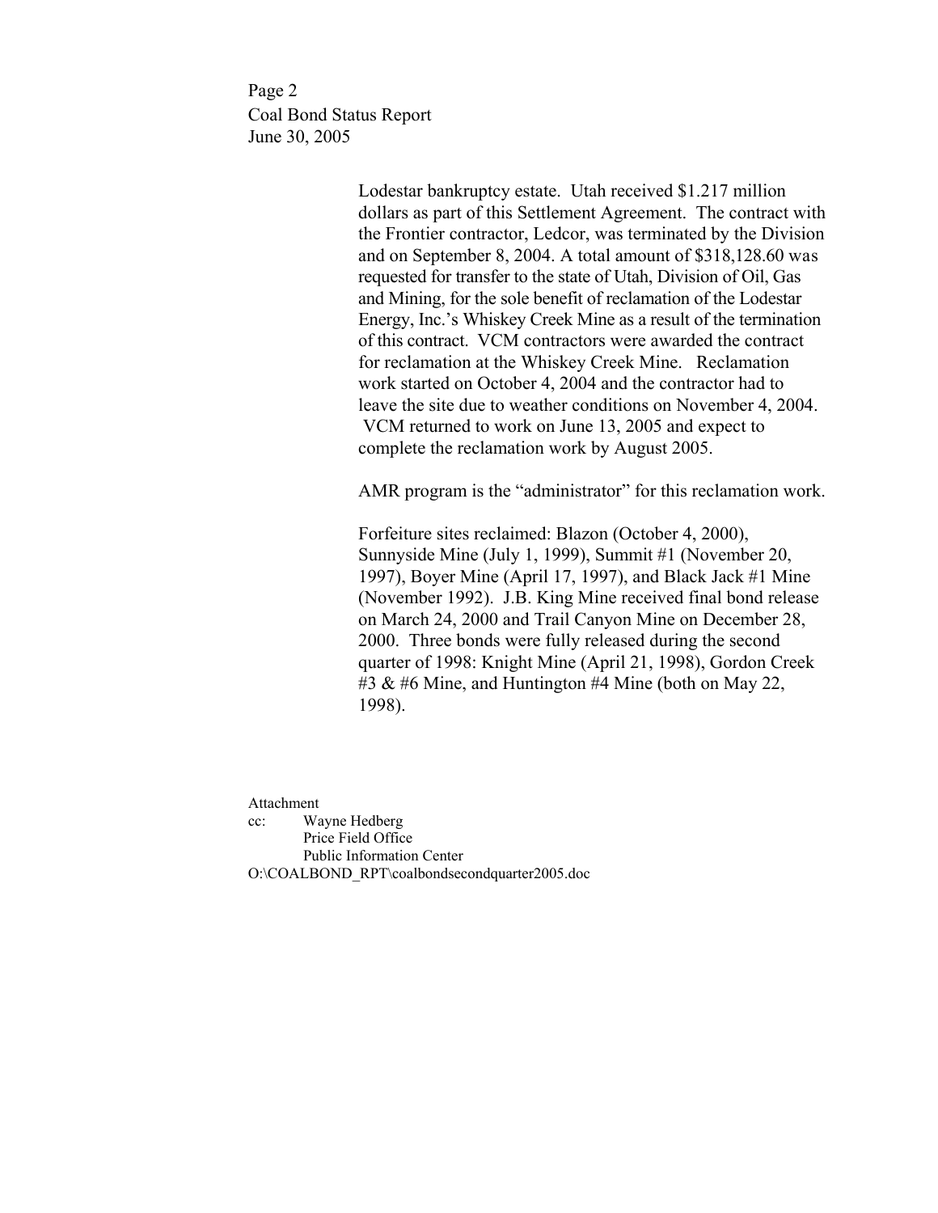Lodestar bankruptcy estate. Utah received $1.217 million dollars as part of this Settlement Agreement. The contract with the Frontier contractor, Ledcor, was terminated by the Division and on September 8, 2004. A total amount of $318,128.60 was requested for transfer to the state of Utah, Division of Oil, Gas and Mining, for the sole benefit of reclamation of the Lodestar Energy, Inc.'s Whiskey Creek Mine as a result of the termination of this contract. VCM contractors were awarded the contract for reclamation at the Whiskey Creek Mine. Reclamation work started on October 4, 2004 and the contractor had to leave the site due to weather conditions on November 4, 2004. VCM returned to work on June 13, 2005 and expect to complete the reclamation work by August 2005.

AMR program is the "administrator" for this reclamation work.

Forfeiture sites reclaimed: Blazon (October 4, 2000), Sunnyside Mine (July 1, 1999), Summit #1 (November 20, 1997), Boyer Mine (April 17, 1997), and Black Jack #1 Mine (November 1992). J.B. King Mine received final bond release on March 24, 2000 and Trail Canyon Mine on December 28, 2000. Three bonds were fully released during the second quarter of 1998: Knight Mine (April 21, 1998), Gordon Creek #3 & #6 Mine, and Huntington #4 Mine (both on May 22, 1998).

Attachment

cc: Wayne Hedberg
Price Field Office
Public Information Center

O:\COALBOND_RPT\coalbondsecondquarter2005.doc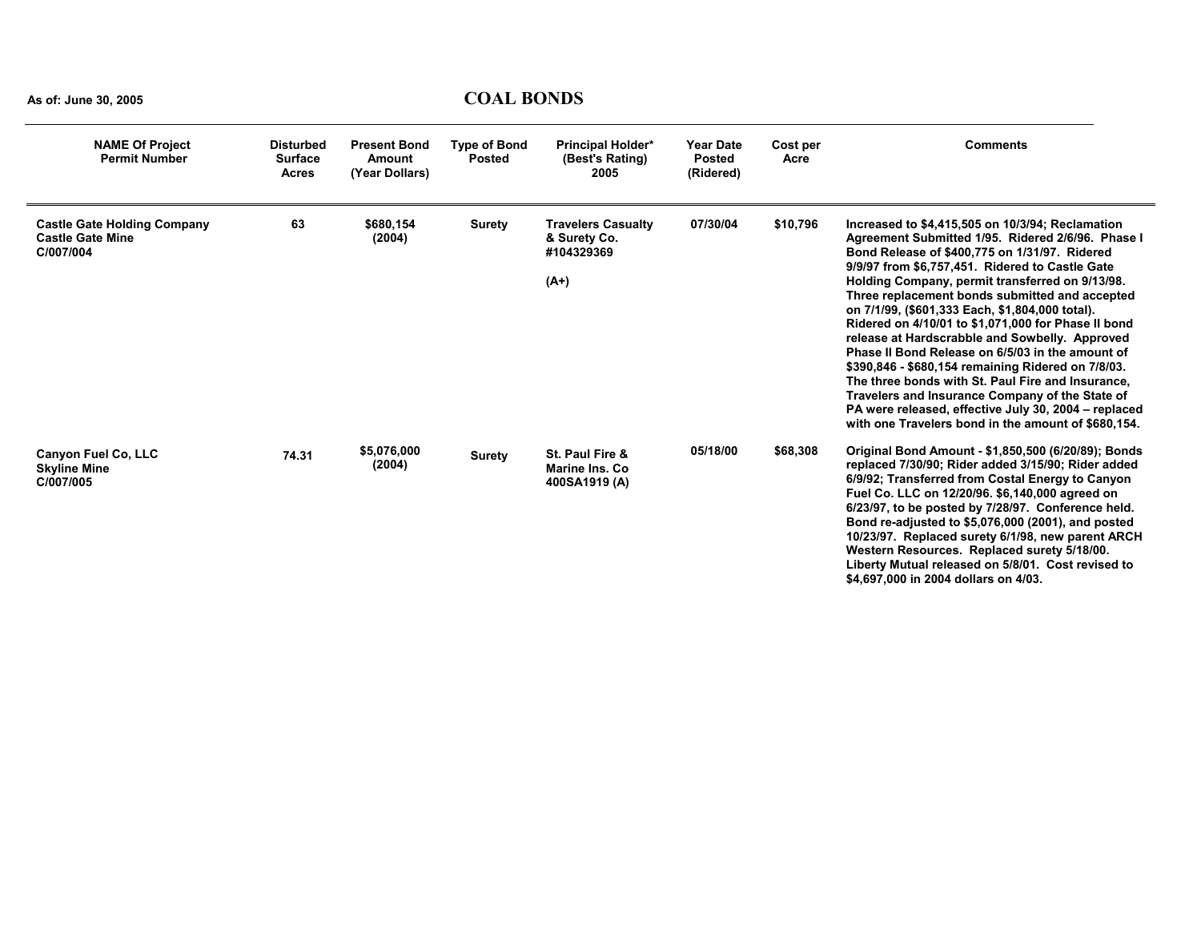As of: June 30, 2005

# COAL BONDS

| NAME Of Project Permit Number | Disturbed Surface Acres | Present Bond Amount (Year Dollars) | Type of Bond Posted | Principal Holder* (Best's Rating) 2005 | Year Date Posted (Ridered) | Cost per Acre | Comments |
|---|---|---|---|---|---|---|---|
| **Castle Gate Holding Company Castle Gate Mine C/007/004** | 63 | $680,154 (2004) | Surety | Travelers Casualty & Surety Co. #104329369 (A+) | 07/30/04 | $10,796 | Increased to $4,415,505 on 10/3/94; Reclamation Agreement Submitted 1/95. Ridered 2/6/96. Phase I Bond Release of $400,775 on 1/31/97. Ridered 9/9/97 from $6,757,451. Ridered to Castle Gate Holding Company, permit transferred on 9/13/98. Three replacement bonds submitted and accepted on 7/1/99, ($601,333 Each, $1,804,000 total). Ridered on 4/10/01 to $1,071,000 for Phase II bond release at Hardscrabble and Sowbelly. Approved Phase II Bond Release on 6/5/03 in the amount of $390,846 - $680,154 remaining Ridered on 7/8/03. The three bonds with St. Paul Fire and Insurance, Travelers and Insurance Company of the State of PA were released, effective July 30, 2004 – replaced with one Travelers bond in the amount of $680,154. |
| **Canyon Fuel Co, LLC Skyline Mine C/007/005** | 74.31 | $5,076,000 (2004) | Surety | St. Paul Fire & Marine Ins. Co 400SA1919 (A) | 05/18/00 | $68,308 | Original Bond Amount - $1,850,500 (6/20/89); Bonds replaced 7/30/90; Rider added 3/15/90; Rider added 6/9/92; Transferred from Costal Energy to Canyon Fuel Co. LLC on 12/20/96. $6,140,000 agreed on 6/23/97, to be posted by 7/28/97. Conference held. Bond re-adjusted to $5,076,000 (2001), and posted 10/23/97. Replaced surety 6/1/98, new parent ARCH Western Resources. Replaced surety 5/18/00. Liberty Mutual released on 5/8/01. Cost revised to $4,697,000 in 2004 dollars on 4/03. |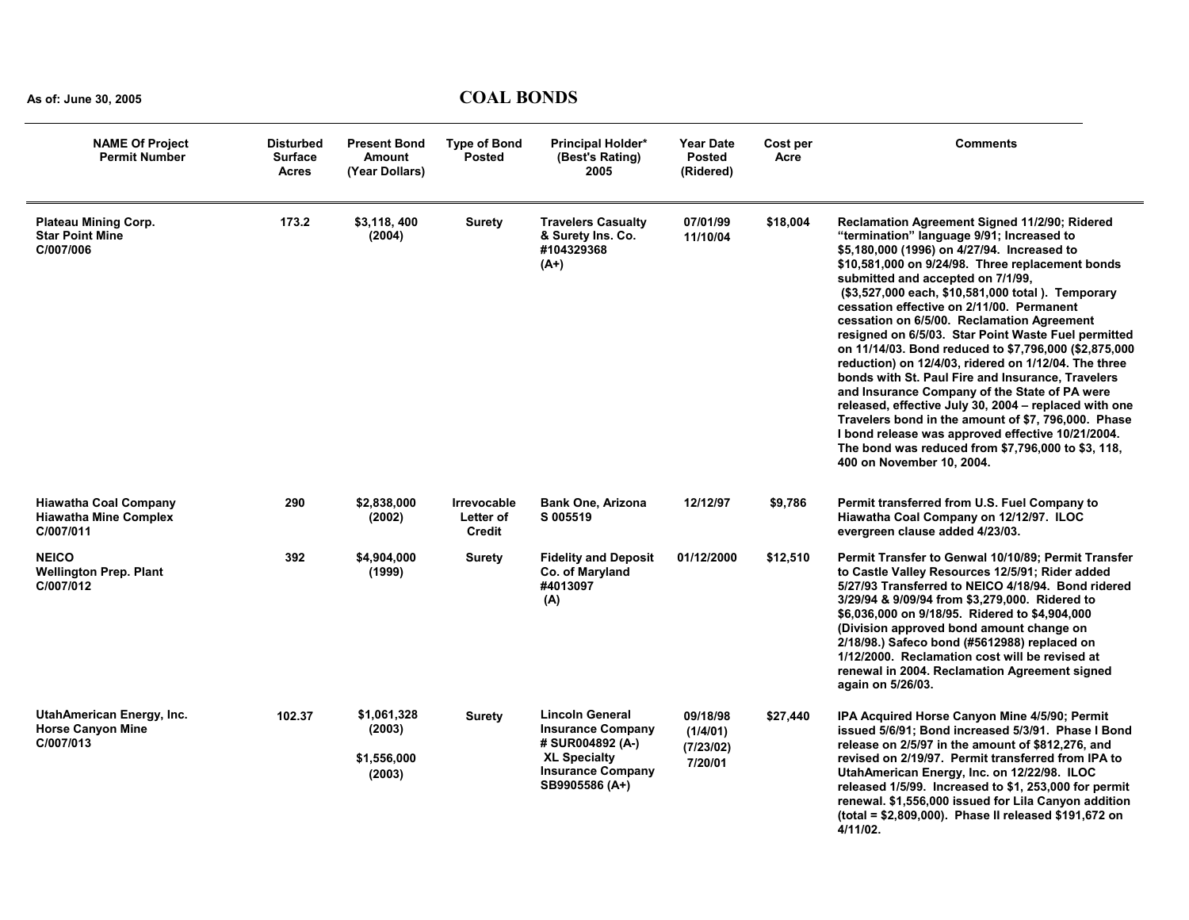As of: June 30, 2005

# COAL BONDS

| NAME Of Project Permit Number | Disturbed Surface Acres | Present Bond Amount (Year Dollars) | Type of Bond Posted | Principal Holder* (Best's Rating) 2005 | Year Date Posted (Ridered) | Cost per Acre | Comments |
|---|---|---|---|---|---|---|---|
| **Plateau Mining Corp.** Star Point Mine C/007/006 | 173.2 | $3,118, 400 (2004) | Surety | Travelers Casualty & Surety Ins. Co. #104329368 (A+) | 07/01/99 11/10/04 | $18,004 | Reclamation Agreement Signed 11/2/90; Ridered "termination" language 9/91; Increased to $5,180,000 (1996) on 4/27/94. Increased to $10,581,000 on 9/24/98. Three replacement bonds submitted and accepted on 7/1/99, ($3,527,000 each, $10,581,000 total ). Temporary cessation effective on 2/11/00. Permanent cessation on 6/5/00. Reclamation Agreement resigned on 6/5/03. Star Point Waste Fuel permitted on 11/14/03. Bond reduced to $7,796,000 ($2,875,000 reduction) on 12/4/03, ridered on 1/12/04. The three bonds with St. Paul Fire and Insurance, Travelers and Insurance Company of the State of PA were released, effective July 30, 2004 – replaced with one Travelers bond in the amount of $7, 796,000. Phase I bond release was approved effective 10/21/2004. The bond was reduced from $7,796,000 to $3, 118, 400 on November 10, 2004. |
| **Hiawatha Coal Company** Hiawatha Mine Complex C/007/011 | 290 | $2,838,000 (2002) | Irrevocable Letter of Credit | Bank One, Arizona S 005519 | 12/12/97 | $9,786 | Permit transferred from U.S. Fuel Company to Hiawatha Coal Company on 12/12/97. ILOC evergreen clause added 4/23/03. |
| **NEICO** Wellington Prep. Plant C/007/012 | 392 | $4,904,000 (1999) | Surety | Fidelity and Deposit Co. of Maryland #4013097 (A) | 01/12/2000 | $12,510 | Permit Transfer to Genwal 10/10/89; Permit Transfer to Castle Valley Resources 12/5/91; Rider added 5/27/93 Transferred to NEICO 4/18/94. Bond ridered 3/29/94 & 9/09/94 from $3,279,000. Ridered to $6,036,000 on 9/18/95. Ridered to $4,904,000 (Division approved bond amount change on 2/18/98.) Safeco bond (#5612988) replaced on 1/12/2000. Reclamation cost will be revised at renewal in 2004. Reclamation Agreement signed again on 5/26/03. |
| **UtahAmerican Energy, Inc.** Horse Canyon Mine C/007/013 | 102.37 | $1,061,328 (2003) $1,556,000 (2003) | Surety | Lincoln General Insurance Company # SUR004892 (A-) XL Specialty Insurance Company SB9905586 (A+) | 09/18/98 (1/4/01) (7/23/02) 7/20/01 | $27,440 | IPA Acquired Horse Canyon Mine 4/5/90; Permit issued 5/6/91; Bond increased 5/3/91. Phase I Bond release on 2/5/97 in the amount of $812,276, and revised on 2/19/97. Permit transferred from IPA to UtahAmerican Energy, Inc. on 12/22/98. ILOC released 1/5/99. Increased to $1, 253,000 for permit renewal. $1,556,000 issued for Lila Canyon addition (total = $2,809,000). Phase II released $191,672 on 4/11/02. |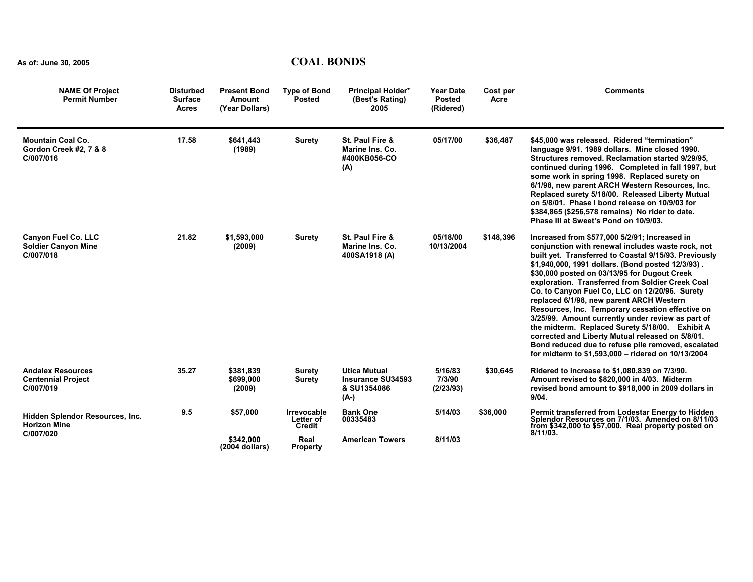As of: June 30, 2005

# COAL BONDS

| NAME Of Project Permit Number | Disturbed Surface Acres | Present Bond Amount (Year Dollars) | Type of Bond Posted | Principal Holder* (Best's Rating) 2005 | Year Date Posted (Ridered) | Cost per Acre | Comments |
|---|---|---|---|---|---|---|---|
| Mountain Coal Co. Gordon Creek #2, 7 & 8 C/007/016 | 17.58 | $641,443 (1989) | Surety | St. Paul Fire & Marine Ins. Co. #400KB056-CO (A) | 05/17/00 | $36,487 | $45,000 was released. Ridered "termination" language 9/91. 1989 dollars. Mine closed 1990. Structures removed. Reclamation started 9/29/95, continued during 1996. Completed in fall 1997, but some work in spring 1998. Replaced surety on 6/1/98, new parent ARCH Western Resources, Inc. Replaced surety 5/18/00. Released Liberty Mutual on 5/8/01. Phase I bond release on 10/9/03 for $384,865 ($256,578 remains) No rider to date. Phase III at Sweet's Pond on 10/9/03. |
| Canyon Fuel Co. LLC Soldier Canyon Mine C/007/018 | 21.82 | $1,593,000 (2009) | Surety | St. Paul Fire & Marine Ins. Co. 400SA1918 (A) | 05/18/00 10/13/2004 | $148,396 | Increased from $577,000 5/2/91; Increased in conjunction with renewal includes waste rock, not built yet. Transferred to Coastal 9/15/93. Previously $1,940,000, 1991 dollars. (Bond posted 12/3/93) . $30,000 posted on 03/13/95 for Dugout Creek exploration. Transferred from Soldier Creek Coal Co. to Canyon Fuel Co, LLC on 12/20/96. Surety replaced 6/1/98, new parent ARCH Western Resources, Inc. Temporary cessation effective on 3/25/99. Amount currently under review as part of the midterm. Replaced Surety 5/18/00. Exhibit A corrected and Liberty Mutual released on 5/8/01. Bond reduced due to refuse pile removed, escalated for midterm to $1,593,000 – ridered on 10/13/2004 |
| Andalex Resources Centennial Project C/007/019 | 35.27 | $381,839 $699,000 (2009) | Surety Surety | Utica Mutual Insurance SU34593 & SU1354086 (A-) | 5/16/83 7/3/90 (2/23/93) | $30,645 | Ridered to increase to $1,080,839 on 7/3/90. Amount revised to $820,000 in 4/03. Midterm revised bond amount to $918,000 in 2009 dollars in 9/04. |
| Hidden Splendor Resources, Inc. Horizon Mine C/007/020 | 9.5 | $57,000 | Irrevocable Letter of Credit | Bank One 00335483 | 5/14/03 | $36,000 | Permit transferred from Lodestar Energy to Hidden Splendor Resources on 7/1/03. Amended on 8/11/03 from $342,000 to $57,000. Real property posted on 8/11/03. |
| | | $342,000 (2004 dollars) | Real Property | American Towers | 8/11/03 | | |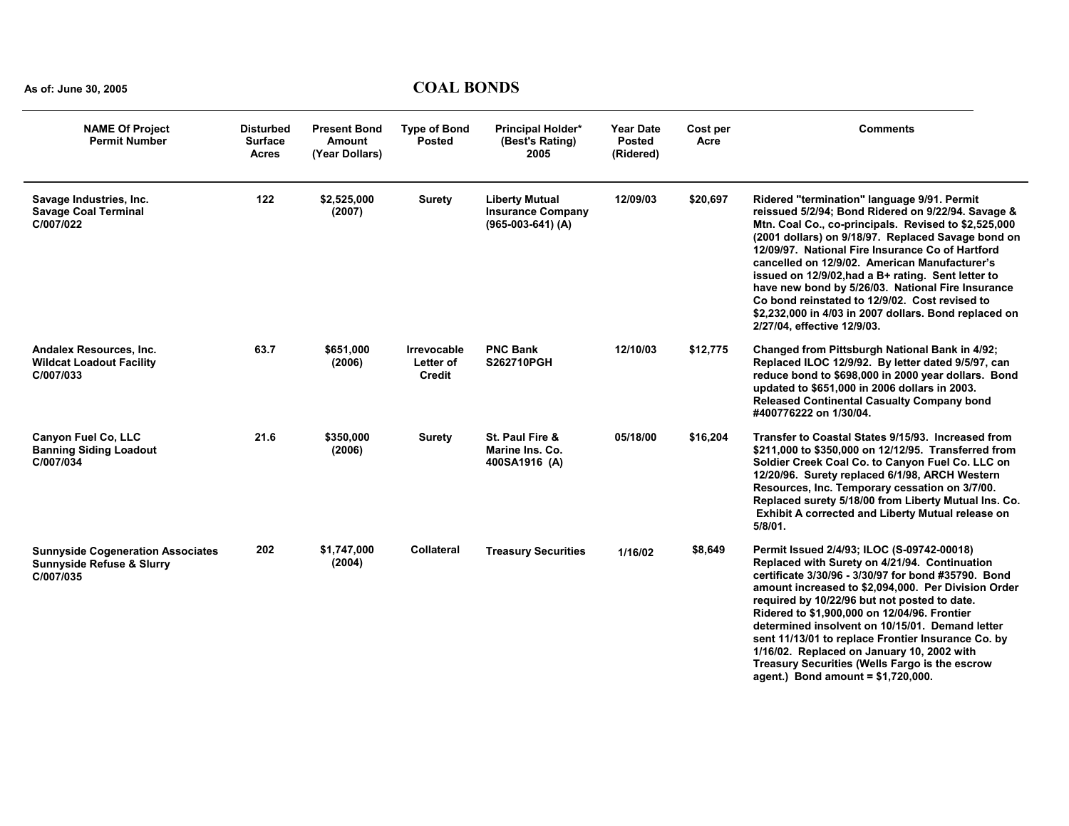As of: June 30, 2005

# COAL BONDS

| NAME Of Project Permit Number | Disturbed Surface Acres | Present Bond Amount (Year Dollars) | Type of Bond Posted | Principal Holder* (Best's Rating) 2005 | Year Date Posted (Ridered) | Cost per Acre | Comments |
|---|---|---|---|---|---|---|---|
| Savage Industries, Inc. Savage Coal Terminal C/007/022 | 122 | $2,525,000 (2007) | Surety | Liberty Mutual Insurance Company (965-003-641) (A) | 12/09/03 | $20,697 | Ridered "termination" language 9/91. Permit reissued 5/2/94; Bond Ridered on 9/22/94. Savage & Mtn. Coal Co., co-principals. Revised to $2,525,000 (2001 dollars) on 9/18/97. Replaced Savage bond on 12/09/97. National Fire Insurance Co of Hartford cancelled on 12/9/02. American Manufacturer's issued on 12/9/02,had a B+ rating. Sent letter to have new bond by 5/26/03. National Fire Insurance Co bond reinstated to 12/9/02. Cost revised to $2,232,000 in 4/03 in 2007 dollars. Bond replaced on 2/27/04, effective 12/9/03. |
| Andalex Resources, Inc. Wildcat Loadout Facility C/007/033 | 63.7 | $651,000 (2006) | Irrevocable Letter of Credit | PNC Bank S262710PGH | 12/10/03 | $12,775 | Changed from Pittsburgh National Bank in 4/92; Replaced ILOC 12/9/92. By letter dated 9/5/97, can reduce bond to $698,000 in 2000 year dollars. Bond updated to $651,000 in 2006 dollars in 2003. Released Continental Casualty Company bond #400776222 on 1/30/04. |
| Canyon Fuel Co, LLC Banning Siding Loadout C/007/034 | 21.6 | $350,000 (2006) | Surety | St. Paul Fire & Marine Ins. Co. 400SA1916 (A) | 05/18/00 | $16,204 | Transfer to Coastal States 9/15/93. Increased from $211,000 to $350,000 on 12/12/95. Transferred from Soldier Creek Coal Co. to Canyon Fuel Co. LLC on 12/20/96. Surety replaced 6/1/98, ARCH Western Resources, Inc. Temporary cessation on 3/7/00. Replaced surety 5/18/00 from Liberty Mutual Ins. Co. Exhibit A corrected and Liberty Mutual release on 5/8/01. |
| Sunnyside Cogeneration Associates Sunnyside Refuse & Slurry C/007/035 | 202 | $1,747,000 (2004) | Collateral | Treasury Securities | 1/16/02 | $8,649 | Permit Issued 2/4/93; ILOC (S-09742-00018) Replaced with Surety on 4/21/94. Continuation certificate 3/30/96 - 3/30/97 for bond #35790. Bond amount increased to $2,094,000. Per Division Order required by 10/22/96 but not posted to date. Ridered to $1,900,000 on 12/04/96. Frontier determined insolvent on 10/15/01. Demand letter sent 11/13/01 to replace Frontier Insurance Co. by 1/16/02. Replaced on January 10, 2002 with Treasury Securities (Wells Fargo is the escrow agent.) Bond amount = $1,720,000. |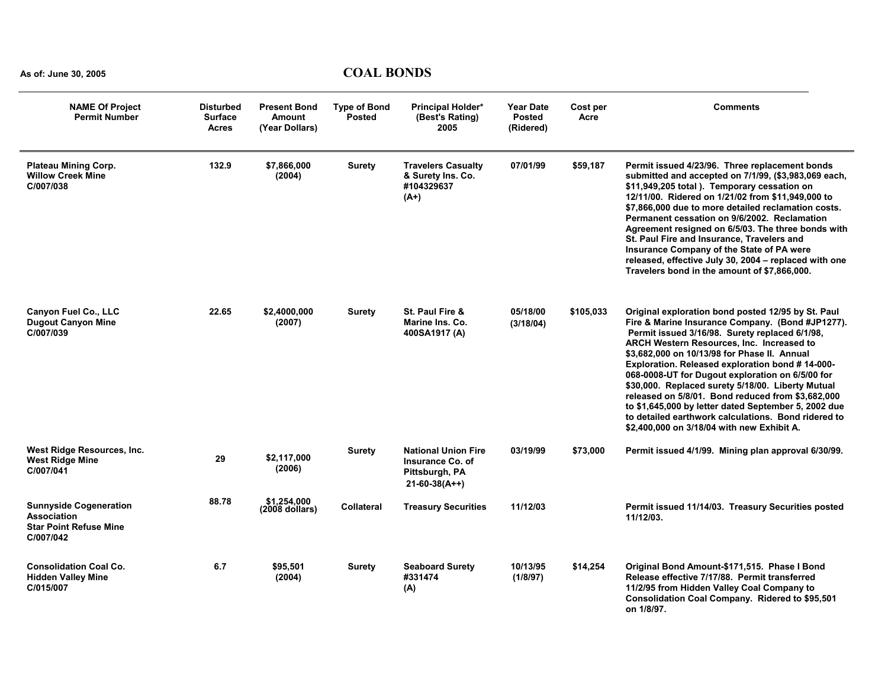As of: June 30, 2005

# COAL BONDS

| NAME Of Project Permit Number | Disturbed Surface Acres | Present Bond Amount (Year Dollars) | Type of Bond Posted | Principal Holder* (Best's Rating) 2005 | Year Date Posted (Ridered) | Cost per Acre | Comments |
|---|---|---|---|---|---|---|---|
| **Plateau Mining Corp. Willow Creek Mine C/007/038** | 132.9 | $7,866,000 (2004) | Surety | Travelers Casualty & Surety Ins. Co. #104329637 (A+) | 07/01/99 | $59,187 | Permit issued 4/23/96. Three replacement bonds submitted and accepted on 7/1/99, ($3,983,069 each, $11,949,205 total ). Temporary cessation on 12/11/00. Ridered on 1/21/02 from $11,949,000 to $7,866,000 due to more detailed reclamation costs. Permanent cessation on 9/6/2002. Reclamation Agreement resigned on 6/5/03. The three bonds with St. Paul Fire and Insurance, Travelers and Insurance Company of the State of PA were released, effective July 30, 2004 – replaced with one Travelers bond in the amount of $7,866,000. |
| **Canyon Fuel Co., LLC Dugout Canyon Mine C/007/039** | 22.65 | $2,4000,000 (2007) | Surety | St. Paul Fire & Marine Ins. Co. 400SA1917 (A) | 05/18/00 (3/18/04) | $105,033 | Original exploration bond posted 12/95 by St. Paul Fire & Marine Insurance Company. (Bond #JP1277). Permit issued 3/16/98. Surety replaced 6/1/98, ARCH Western Resources, Inc. Increased to $3,682,000 on 10/13/98 for Phase II. Annual Exploration. Released exploration bond # 14-000-068-0008-UT for Dugout exploration on 6/5/00 for $30,000. Replaced surety 5/18/00. Liberty Mutual released on 5/8/01. Bond reduced from $3,682,000 to $1,645,000 by letter dated September 5, 2002 due to detailed earthwork calculations. Bond ridered to $2,400,000 on 3/18/04 with new Exhibit A. |
| **West Ridge Resources, Inc. West Ridge Mine C/007/041** | 29 | $2,117,000 (2006) | Surety | National Union Fire Insurance Co. of Pittsburgh, PA 21-60-38(A++) | 03/19/99 | $73,000 | Permit issued 4/1/99. Mining plan approval 6/30/99. |
| **Sunnyside Cogeneration Association Star Point Refuse Mine C/007/042** | 88.78 | $1,254,000 (2008 dollars) | Collateral | Treasury Securities | 11/12/03 | | Permit issued 11/14/03. Treasury Securities posted 11/12/03. |
| **Consolidation Coal Co. Hidden Valley Mine C/015/007** | 6.7 | $95,501 (2004) | Surety | Seaboard Surety #331474 (A) | 10/13/95 (1/8/97) | $14,254 | Original Bond Amount-$171,515. Phase I Bond Release effective 7/17/88. Permit transferred 11/2/95 from Hidden Valley Coal Company to Consolidation Coal Company. Ridered to $95,501 on 1/8/97. |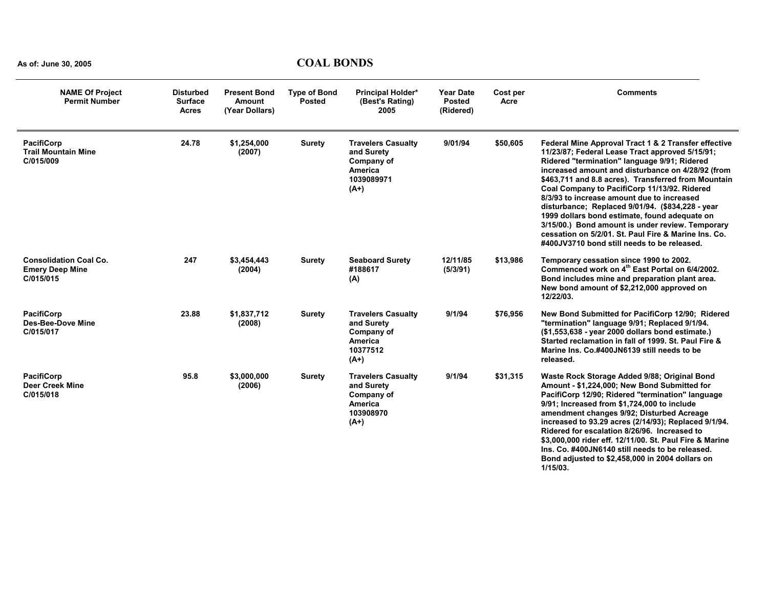As of: June 30, 2005

# COAL BONDS

| NAME Of Project Permit Number | Disturbed Surface Acres | Present Bond Amount (Year Dollars) | Type of Bond Posted | Principal Holder* (Best's Rating) 2005 | Year Date Posted (Ridered) | Cost per Acre | Comments |
|---|---|---|---|---|---|---|---|
| **PacifiCorp Trail Mountain Mine C/015/009** | 24.78 | $1,254,000 (2007) | Surety | Travelers Casualty and Surety Company of America 1039089971 (A+) | 9/01/94 | $50,605 | Federal Mine Approval Tract 1 & 2 Transfer effective 11/23/87; Federal Lease Tract approved 5/15/91; Ridered "termination" language 9/91; Ridered increased amount and disturbance on 4/28/92 (from $463,711 and 8.8 acres). Transferred from Mountain Coal Company to PacifiCorp 11/13/92. Ridered 8/3/93 to increase amount due to increased disturbance; Replaced 9/01/94. ($834,228 - year 1999 dollars bond estimate, found adequate on 3/15/00.) Bond amount is under review. Temporary cessation on 5/2/01. St. Paul Fire & Marine Ins. Co. #400JV3710 bond still needs to be released. |
| **Consolidation Coal Co. Emery Deep Mine C/015/015** | 247 | $3,454,443 (2004) | Surety | Seaboard Surety #188617 (A) | 12/11/85 (5/3/91) | $13,986 | Temporary cessation since 1990 to 2002. Commenced work on 4th East Portal on 6/4/2002. Bond includes mine and preparation plant area. New bond amount of $2,212,000 approved on 12/22/03. |
| **PacifiCorp Des-Bee-Dove Mine C/015/017** | 23.88 | $1,837,712 (2008) | Surety | Travelers Casualty and Surety Company of America 10377512 (A+) | 9/1/94 | $76,956 | New Bond Submitted for PacifiCorp 12/90; Ridered "termination" language 9/91; Replaced 9/1/94. ($1,553,638 - year 2000 dollars bond estimate.) Started reclamation in fall of 1999. St. Paul Fire & Marine Ins. Co.#400JN6139 still needs to be released. |
| **PacifiCorp Deer Creek Mine C/015/018** | 95.8 | $3,000,000 (2006) | Surety | Travelers Casualty and Surety Company of America 103908970 (A+) | 9/1/94 | $31,315 | Waste Rock Storage Added 9/88; Original Bond Amount - $1,224,000; New Bond Submitted for PacifiCorp 12/90; Ridered "termination" language 9/91; Increased from $1,724,000 to include amendment changes 9/92; Disturbed Acreage increased to 93.29 acres (2/14/93); Replaced 9/1/94. Ridered for escalation 8/26/96. Increased to $3,000,000 rider eff. 12/11/00. St. Paul Fire & Marine Ins. Co. #400JN6140 still needs to be released. Bond adjusted to $2,458,000 in 2004 dollars on 1/15/03. |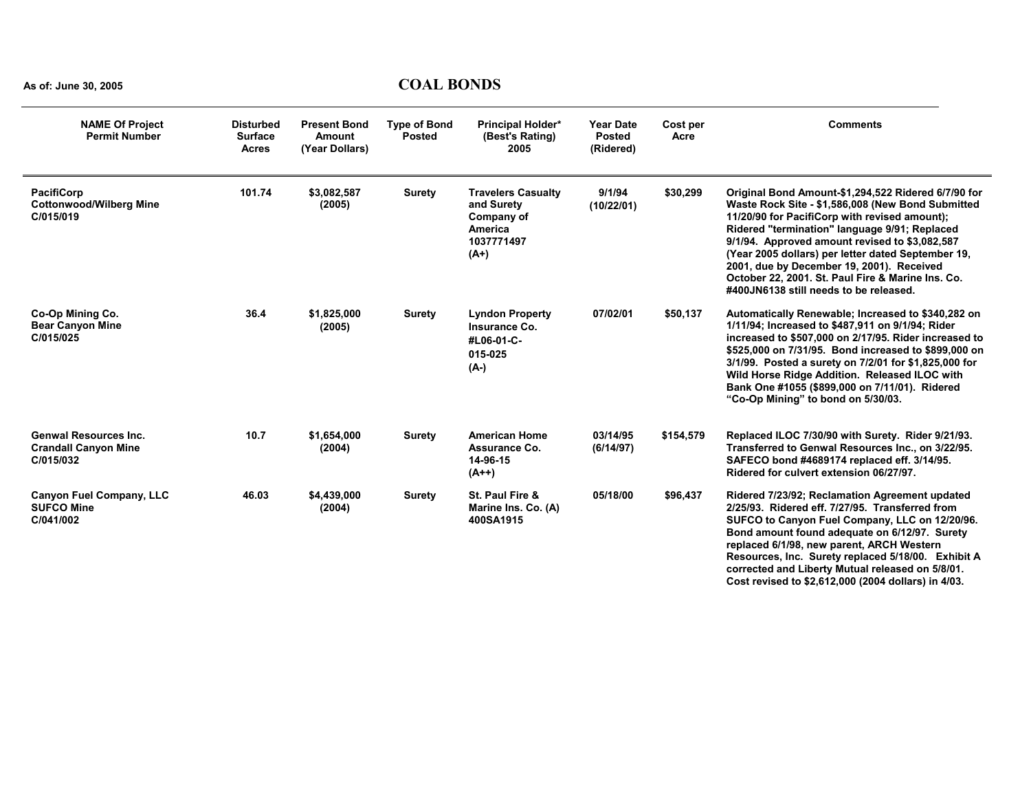As of: June 30, 2005

# COAL BONDS

| NAME Of Project Permit Number | Disturbed Surface Acres | Present Bond Amount (Year Dollars) | Type of Bond Posted | Principal Holder* (Best's Rating) 2005 | Year Date Posted (Ridered) | Cost per Acre | Comments |
|---|---|---|---|---|---|---|---|
| **PacifiCorp Cottonwood/Wilberg Mine C/015/019** | 101.74 | $3,082,587 (2005) | Surety | Travelers Casualty and Surety Company of America 1037771497 (A+) | 9/1/94 (10/22/01) | $30,299 | Original Bond Amount-$1,294,522 Ridered 6/7/90 for Waste Rock Site - $1,586,008 (New Bond Submitted 11/20/90 for PacifiCorp with revised amount); Ridered "termination" language 9/91; Replaced 9/1/94. Approved amount revised to $3,082,587 (Year 2005 dollars) per letter dated September 19, 2001, due by December 19, 2001). Received October 22, 2001. St. Paul Fire & Marine Ins. Co. #400JN6138 still needs to be released. |
| **Co-Op Mining Co. Bear Canyon Mine C/015/025** | 36.4 | $1,825,000 (2005) | Surety | Lyndon Property Insurance Co. #L06-01-C-015-025 (A-) | 07/02/01 | $50,137 | Automatically Renewable; Increased to $340,282 on 1/11/94; Increased to $487,911 on 9/1/94; Rider increased to $507,000 on 2/17/95. Rider increased to $525,000 on 7/31/95. Bond increased to $899,000 on 3/1/99. Posted a surety on 7/2/01 for $1,825,000 for Wild Horse Ridge Addition. Released ILOC with Bank One #1055 ($899,000 on 7/11/01). Ridered "Co-Op Mining" to bond on 5/30/03. |
| **Genwal Resources Inc. Crandall Canyon Mine C/015/032** | 10.7 | $1,654,000 (2004) | Surety | American Home Assurance Co. 14-96-15 (A++) | 03/14/95 (6/14/97) | $154,579 | Replaced ILOC 7/30/90 with Surety. Rider 9/21/93. Transferred to Genwal Resources Inc., on 3/22/95. SAFECO bond #4689174 replaced eff. 3/14/95. Ridered for culvert extension 06/27/97. |
| **Canyon Fuel Company, LLC SUFCO Mine C/041/002** | 46.03 | $4,439,000 (2004) | Surety | St. Paul Fire & Marine Ins. Co. (A) 400SA1915 | 05/18/00 | $96,437 | Ridered 7/23/92; Reclamation Agreement updated 2/25/93. Ridered eff. 7/27/95. Transferred from SUFCO to Canyon Fuel Company, LLC on 12/20/96. Bond amount found adequate on 6/12/97. Surety replaced 6/1/98, new parent, ARCH Western Resources, Inc. Surety replaced 5/18/00. Exhibit A corrected and Liberty Mutual released on 5/8/01. Cost revised to $2,612,000 (2004 dollars) in 4/03. |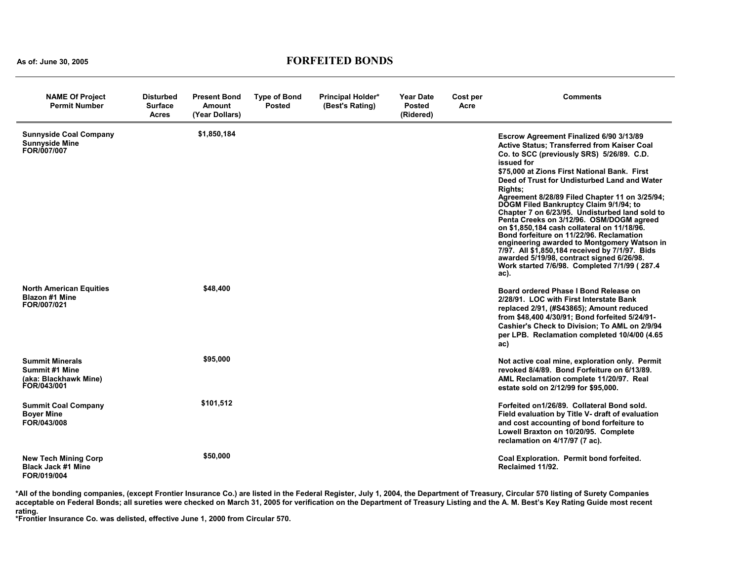As of: June 30, 2005

# FORFEITED BONDS

| NAME Of Project Permit Number | Disturbed Surface Acres | Present Bond Amount (Year Dollars) | Type of Bond Posted | Principal Holder* (Best's Rating) | Year Date Posted (Ridered) | Cost per Acre | Comments |
|---|---|---|---|---|---|---|---|
| **Sunnyside Coal Company** **Sunnyside Mine** FOR/007/007 | | $1,850,184 | | | | | Escrow Agreement Finalized 6/90 3/13/89 Active Status; Transferred from Kaiser Coal Co. to SCC (previously SRS) 5/26/89. C.D. issued for $75,000 at Zions First National Bank. First Deed of Trust for Undisturbed Land and Water Rights; Agreement 8/28/89 Filed Chapter 11 on 3/25/94; DOGM Filed Bankruptcy Claim 9/1/94; to Chapter 7 on 6/23/95. Undisturbed land sold to Penta Creeks on 3/12/96. OSM/DOGM agreed on $1,850,184 cash collateral on 11/18/96. Bond forfeiture on 11/22/96. Reclamation engineering awarded to Montgomery Watson in 7/97. All $1,850,184 received by 7/1/97. Bids awarded 5/19/98, contract signed 6/26/98. Work started 7/6/98. Completed 7/1/99 ( 287.4 ac). |
| **North American Equities** Blazon #1 Mine FOR/007/021 | | $48,400 | | | | | Board ordered Phase I Bond Release on 2/28/91. LOC with First Interstate Bank replaced 2/91, (#S43865); Amount reduced from $48,400 4/30/91; Bond forfeited 5/24/91- Cashier's Check to Division; To AML on 2/9/94 per LPB. Reclamation completed 10/4/00 (4.65 ac) |
| **Summit Minerals** Summit #1 Mine (aka: Blackhawk Mine) FOR/043/001 | | $95,000 | | | | | Not active coal mine, exploration only. Permit revoked 8/4/89. Bond Forfeiture on 6/13/89. AML Reclamation complete 11/20/97. Real estate sold on 2/12/99 for $95,000. |
| **Summit Coal Company** **Boyer Mine** FOR/043/008 | | $101,512 | | | | | Forfeited on1/26/89. Collateral Bond sold. Field evaluation by Title V- draft of evaluation and cost accounting of bond forfeiture to Lowell Braxton on 10/20/95. Complete reclamation on 4/17/97 (7 ac). |
| **New Tech Mining Corp** Black Jack #1 Mine FOR/019/004 | | $50,000 | | | | | Coal Exploration. Permit bond forfeited. Reclaimed 11/92. |

*All of the bonding companies, (except Frontier Insurance Co.) are listed in the Federal Register, July 1, 2004, the Department of Treasury, Circular 570 listing of Surety Companies acceptable on Federal Bonds; all sureties were checked on March 31, 2005 for verification on the Department of Treasury Listing and the A. M. Best's Key Rating Guide most recent rating.

*Frontier Insurance Co. was delisted, effective June 1, 2000 from Circular 570.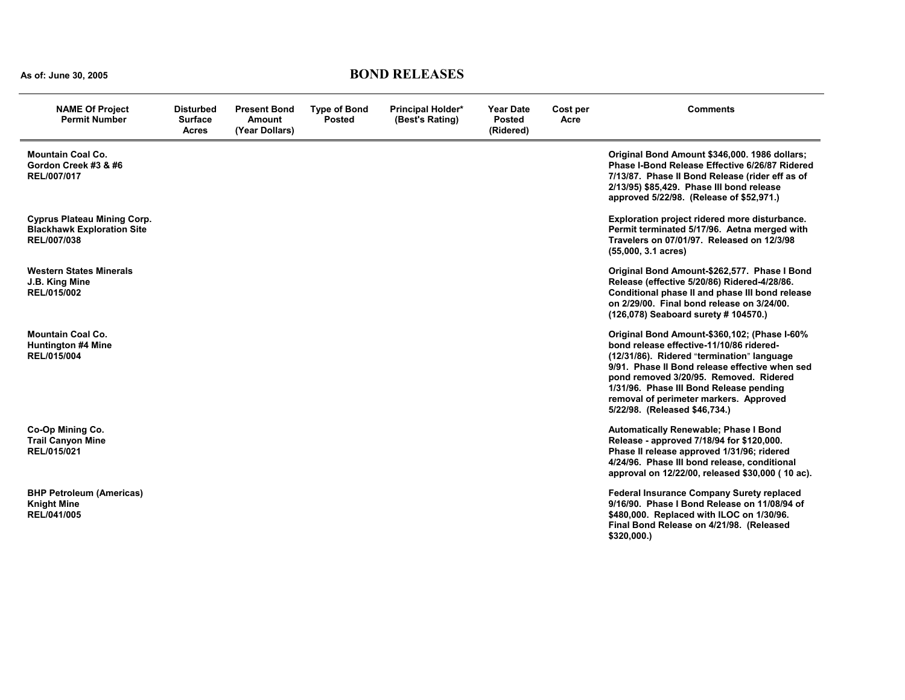As of: June 30, 2005

# BOND RELEASES

| NAME Of Project Permit Number | Disturbed Surface Acres | Present Bond Amount (Year Dollars) | Type of Bond Posted | Principal Holder* (Best's Rating) | Year Date Posted (Ridered) | Cost per Acre | Comments |
|---|---|---|---|---|---|---|---|
| **Mountain Coal Co.** **Gordon Creek #3 & #6** **REL/007/017** | | | | | | | Original Bond Amount $346,000. 1986 dollars; Phase I-Bond Release Effective 6/26/87 Ridered 7/13/87. Phase II Bond Release (rider eff as of 2/13/95) $85,429. Phase III bond release approved 5/22/98. (Release of $52,971.) |
| **Cyprus Plateau Mining Corp.** **Blackhawk Exploration Site** **REL/007/038** | | | | | | | Exploration project ridered more disturbance. Permit terminated 5/17/96. Aetna merged with Travelers on 07/01/97. Released on 12/3/98 (55,000, 3.1 acres) |
| **Western States Minerals** **J.B. King Mine** **REL/015/002** | | | | | | | Original Bond Amount-$262,577. Phase I Bond Release (effective 5/20/86) Ridered-4/28/86. Conditional phase II and phase III bond release on 2/29/00. Final bond release on 3/24/00. (126,078) Seaboard surety # 104570.) |
| **Mountain Coal Co.** **Huntington #4 Mine** **REL/015/004** | | | | | | | Original Bond Amount-$360,102; (Phase I-60% bond release effective-11/10/86 ridered-(12/31/86). Ridered "termination" language 9/91. Phase II Bond release effective when sed pond removed 3/20/95. Removed. Ridered 1/31/96. Phase III Bond Release pending removal of perimeter markers. Approved 5/22/98. (Released $46,734.) |
| **Co-Op Mining Co.** **Trail Canyon Mine** **REL/015/021** | | | | | | | Automatically Renewable; Phase I Bond Release - approved 7/18/94 for $120,000. Phase II release approved 1/31/96; ridered 4/24/96. Phase III bond release, conditional approval on 12/22/00, released $30,000 ( 10 ac). |
| **BHP Petroleum (Americas)** **Knight Mine** **REL/041/005** | | | | | | | Federal Insurance Company Surety replaced 9/16/90. Phase I Bond Release on 11/08/94 of $480,000. Replaced with ILOC on 1/30/96. Final Bond Release on 4/21/98. (Released $320,000.) |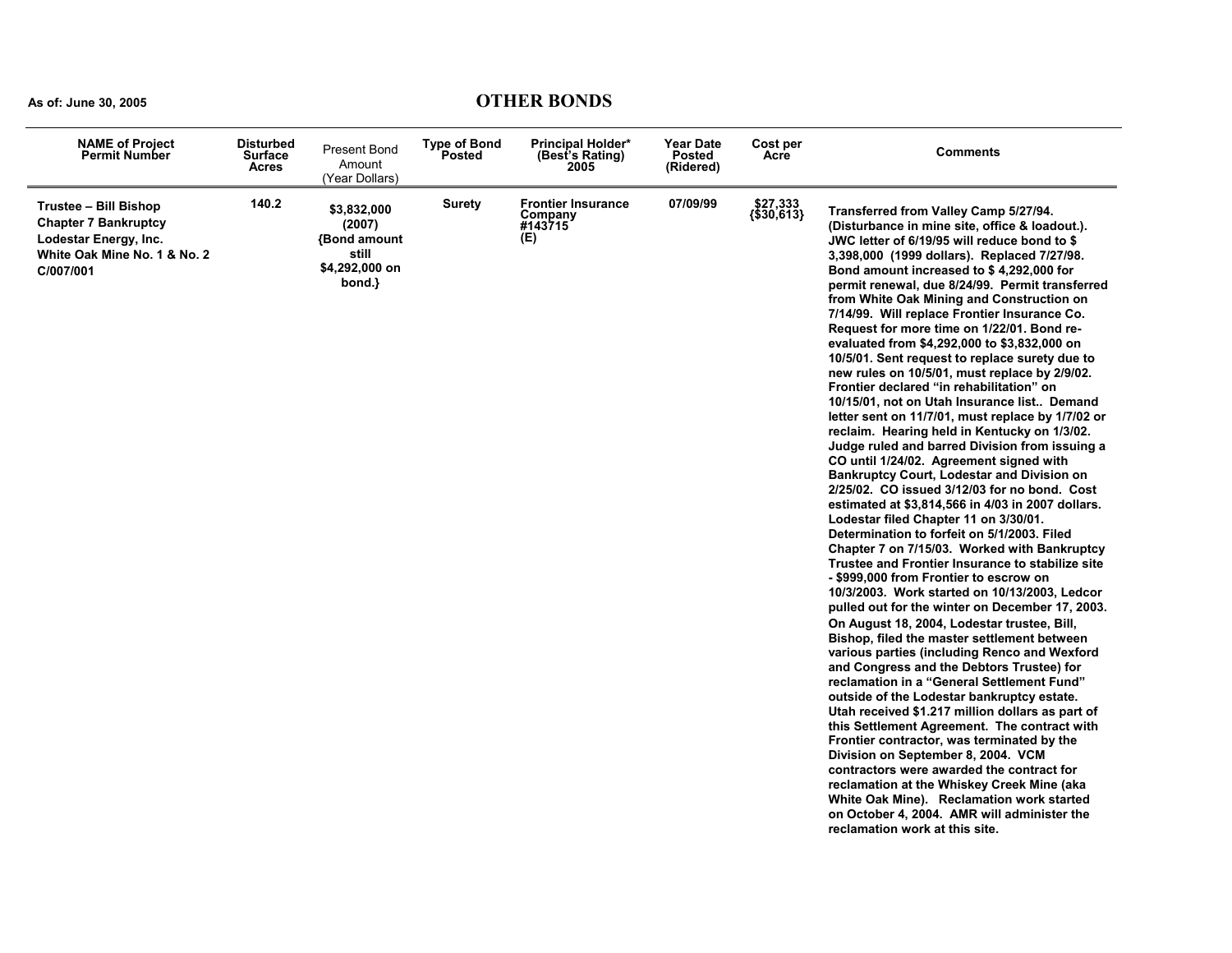As of: June 30, 2005

# OTHER BONDS

| NAME of Project Permit Number | Disturbed Surface Acres | Present Bond Amount (Year Dollars) | Type of Bond Posted | Principal Holder* (Best's Rating) 2005 | Year Date Posted (Ridered) | Cost per Acre | Comments |
|---|---|---|---|---|---|---|---|
| **Trustee – Bill Bishop Chapter 7 Bankruptcy Lodestar Energy, Inc. White Oak Mine No. 1 & No. 2 C/007/001** | **140.2** | **$3,832,000 (2007) {Bond amount still $4,292,000 on bond.}** | **Surety** | **Frontier Insurance Company #143715 (E)** | **07/09/99** | **$27,333 {$30,613}** | **Transferred from Valley Camp 5/27/94. (Disturbance in mine site, office & loadout.). JWC letter of 6/19/95 will reduce bond to $ 3,398,000 (1999 dollars). Replaced 7/27/98. Bond amount increased to $ 4,292,000 for permit renewal, due 8/24/99. Permit transferred from White Oak Mining and Construction on 7/14/99. Will replace Frontier Insurance Co. Request for more time on 1/22/01. Bond re-evaluated from $4,292,000 to $3,832,000 on 10/5/01. Sent request to replace surety due to new rules on 10/5/01, must replace by 2/9/02. Frontier declared "in rehabilitation" on 10/15/01, not on Utah Insurance list.. Demand letter sent on 11/7/01, must replace by 1/7/02 or reclaim. Hearing held in Kentucky on 1/3/02. Judge ruled and barred Division from issuing a CO until 1/24/02. Agreement signed with Bankruptcy Court, Lodestar and Division on 2/25/02. CO issued 3/12/03 for no bond. Cost estimated at $3,814,566 in 4/03 in 2007 dollars. Lodestar filed Chapter 11 on 3/30/01. Determination to forfeit on 5/1/2003. Filed Chapter 7 on 7/15/03. Worked with Bankruptcy Trustee and Frontier Insurance to stabilize site - $999,000 from Frontier to escrow on 10/3/2003. Work started on 10/13/2003, Ledcor pulled out for the winter on December 17, 2003. On August 18, 2004, Lodestar trustee, Bill, Bishop, filed the master settlement between various parties (including Renco and Wexford and Congress and the Debtors Trustee) for reclamation in a "General Settlement Fund" outside of the Lodestar bankruptcy estate. Utah received $1.217 million dollars as part of this Settlement Agreement. The contract with Frontier contractor, was terminated by the Division on September 8, 2004. VCM contractors were awarded the contract for reclamation at the Whiskey Creek Mine (aka White Oak Mine). Reclamation work started on October 4, 2004. AMR will administer the reclamation work at this site.** |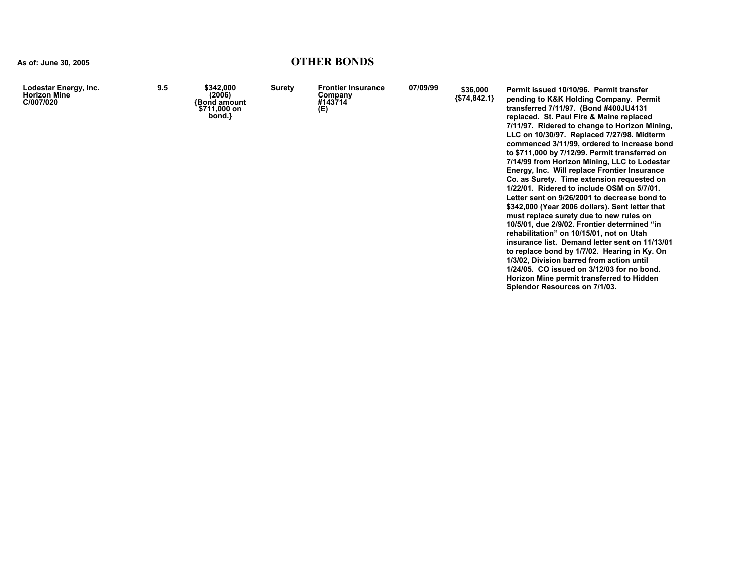As of: June 30, 2005

# OTHER BONDS

| | | | | | | | |
|---|---|---|---|---|---|---|---|
| **Lodestar Energy, Inc. Horizon Mine C/007/020** | **9.5** | **$342,000 (2006) {Bond amount $711,000 on bond.}** | **Surety** | **Frontier Insurance Company #143714 (E)** | **07/09/99** | **$36,000 {$74,842.1}** | **Permit issued 10/10/96. Permit transfer pending to K&K Holding Company. Permit transferred 7/11/97. (Bond #400JU4131 replaced. St. Paul Fire & Maine replaced 7/11/97. Ridered to change to Horizon Mining, LLC on 10/30/97. Replaced 7/27/98. Midterm commenced 3/11/99, ordered to increase bond to $711,000 by 7/12/99. Permit transferred on 7/14/99 from Horizon Mining, LLC to Lodestar Energy, Inc. Will replace Frontier Insurance Co. as Surety. Time extension requested on 1/22/01. Ridered to include OSM on 5/7/01. Letter sent on 9/26/2001 to decrease bond to $342,000 (Year 2006 dollars). Sent letter that must replace surety due to new rules on 10/5/01, due 2/9/02. Frontier determined "in rehabilitation" on 10/15/01, not on Utah insurance list. Demand letter sent on 11/13/01 to replace bond by 1/7/02. Hearing in Ky. On 1/3/02, Division barred from action until 1/24/05. CO issued on 3/12/03 for no bond. Horizon Mine permit transferred to Hidden Splendor Resources on 7/1/03.** |